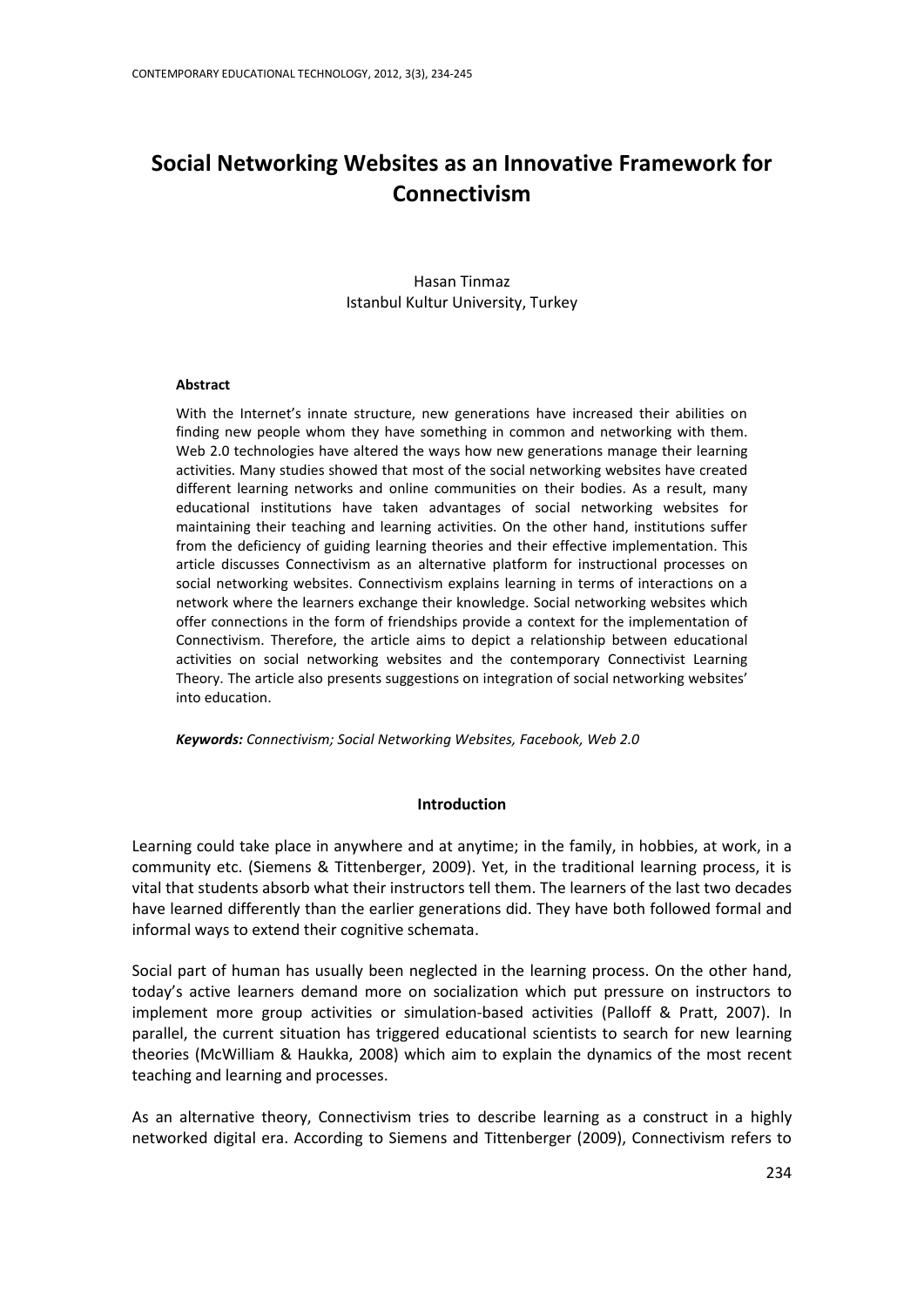# Social Networking Websites as an Innovative Framework for Connectivism

Hasan Tinmaz
Istanbul Kultur University, Turkey

**Abstract**

With the Internet's innate structure, new generations have increased their abilities on finding new people whom they have something in common and networking with them. Web 2.0 technologies have altered the ways how new generations manage their learning activities. Many studies showed that most of the social networking websites have created different learning networks and online communities on their bodies. As a result, many educational institutions have taken advantages of social networking websites for maintaining their teaching and learning activities. On the other hand, institutions suffer from the deficiency of guiding learning theories and their effective implementation. This article discusses Connectivism as an alternative platform for instructional processes on social networking websites. Connectivism explains learning in terms of interactions on a network where the learners exchange their knowledge. Social networking websites which offer connections in the form of friendships provide a context for the implementation of Connectivism. Therefore, the article aims to depict a relationship between educational activities on social networking websites and the contemporary Connectivist Learning Theory. The article also presents suggestions on integration of social networking websites' into education.

***Keywords:*** *Connectivism; Social Networking Websites, Facebook, Web 2.0*

## Introduction

Learning could take place in anywhere and at anytime; in the family, in hobbies, at work, in a community etc. (Siemens & Tittenberger, 2009). Yet, in the traditional learning process, it is vital that students absorb what their instructors tell them. The learners of the last two decades have learned differently than the earlier generations did. They have both followed formal and informal ways to extend their cognitive schemata.

Social part of human has usually been neglected in the learning process. On the other hand, today's active learners demand more on socialization which put pressure on instructors to implement more group activities or simulation-based activities (Palloff & Pratt, 2007). In parallel, the current situation has triggered educational scientists to search for new learning theories (McWilliam & Haukka, 2008) which aim to explain the dynamics of the most recent teaching and learning and processes.

As an alternative theory, Connectivism tries to describe learning as a construct in a highly networked digital era. According to Siemens and Tittenberger (2009), Connectivism refers to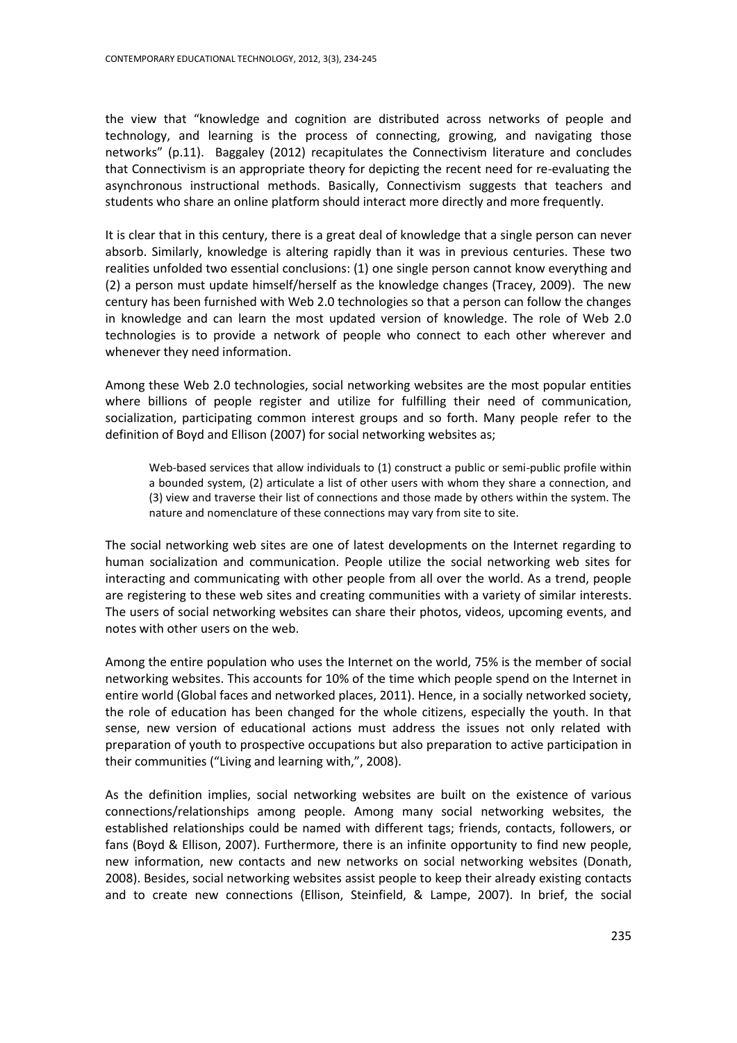the view that "knowledge and cognition are distributed across networks of people and technology, and learning is the process of connecting, growing, and navigating those networks" (p.11). Baggaley (2012) recapitulates the Connectivism literature and concludes that Connectivism is an appropriate theory for depicting the recent need for re-evaluating the asynchronous instructional methods. Basically, Connectivism suggests that teachers and students who share an online platform should interact more directly and more frequently.

It is clear that in this century, there is a great deal of knowledge that a single person can never absorb. Similarly, knowledge is altering rapidly than it was in previous centuries. These two realities unfolded two essential conclusions: (1) one single person cannot know everything and (2) a person must update himself/herself as the knowledge changes (Tracey, 2009). The new century has been furnished with Web 2.0 technologies so that a person can follow the changes in knowledge and can learn the most updated version of knowledge. The role of Web 2.0 technologies is to provide a network of people who connect to each other wherever and whenever they need information.

Among these Web 2.0 technologies, social networking websites are the most popular entities where billions of people register and utilize for fulfilling their need of communication, socialization, participating common interest groups and so forth. Many people refer to the definition of Boyd and Ellison (2007) for social networking websites as;

> Web-based services that allow individuals to (1) construct a public or semi-public profile within a bounded system, (2) articulate a list of other users with whom they share a connection, and (3) view and traverse their list of connections and those made by others within the system. The nature and nomenclature of these connections may vary from site to site.

The social networking web sites are one of latest developments on the Internet regarding to human socialization and communication. People utilize the social networking web sites for interacting and communicating with other people from all over the world. As a trend, people are registering to these web sites and creating communities with a variety of similar interests. The users of social networking websites can share their photos, videos, upcoming events, and notes with other users on the web.

Among the entire population who uses the Internet on the world, 75% is the member of social networking websites. This accounts for 10% of the time which people spend on the Internet in entire world (Global faces and networked places, 2011). Hence, in a socially networked society, the role of education has been changed for the whole citizens, especially the youth. In that sense, new version of educational actions must address the issues not only related with preparation of youth to prospective occupations but also preparation to active participation in their communities ("Living and learning with,", 2008).

As the definition implies, social networking websites are built on the existence of various connections/relationships among people. Among many social networking websites, the established relationships could be named with different tags; friends, contacts, followers, or fans (Boyd & Ellison, 2007). Furthermore, there is an infinite opportunity to find new people, new information, new contacts and new networks on social networking websites (Donath, 2008). Besides, social networking websites assist people to keep their already existing contacts and to create new connections (Ellison, Steinfield, & Lampe, 2007). In brief, the social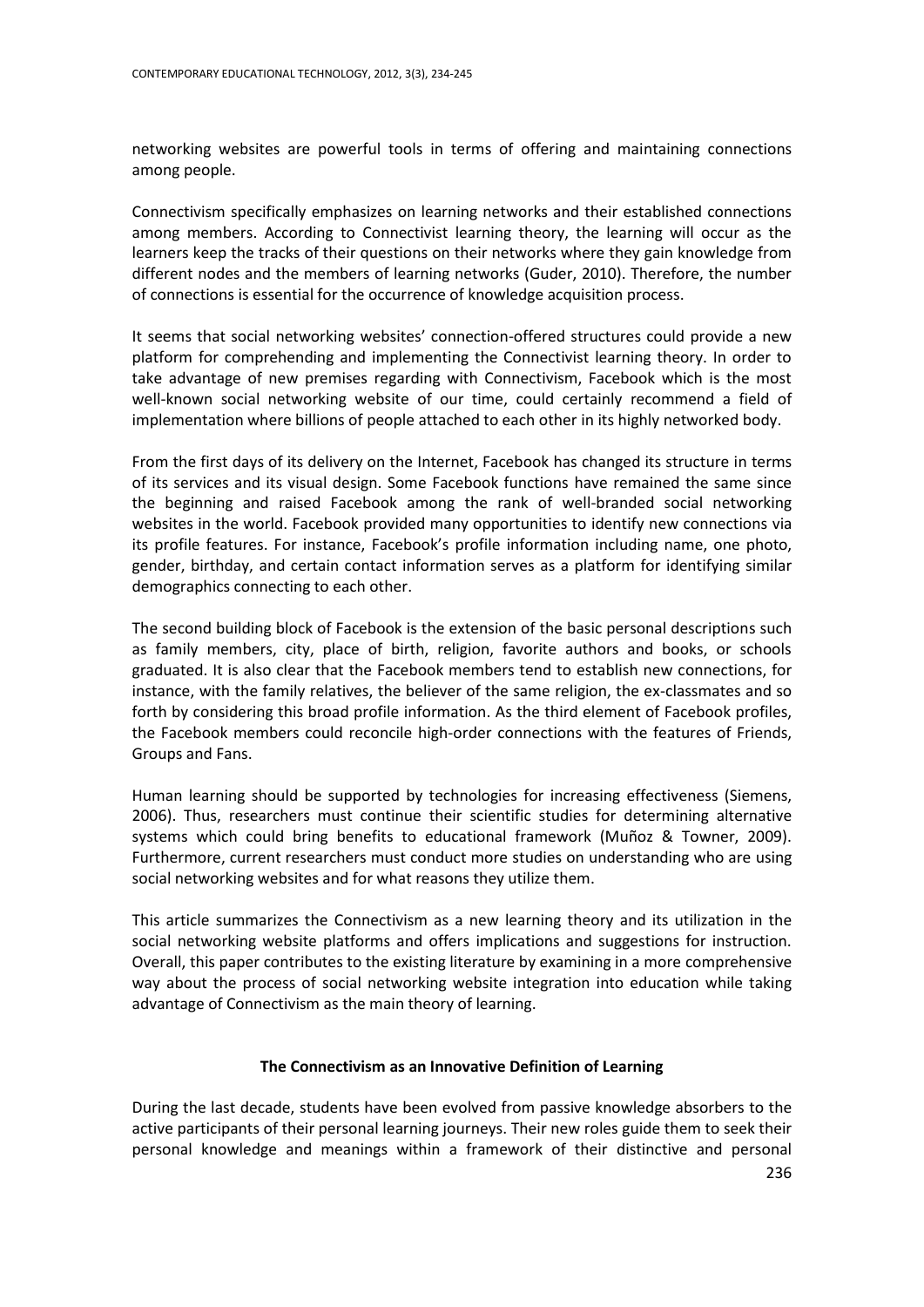networking websites are powerful tools in terms of offering and maintaining connections among people.

Connectivism specifically emphasizes on learning networks and their established connections among members. According to Connectivist learning theory, the learning will occur as the learners keep the tracks of their questions on their networks where they gain knowledge from different nodes and the members of learning networks (Guder, 2010). Therefore, the number of connections is essential for the occurrence of knowledge acquisition process.

It seems that social networking websites' connection-offered structures could provide a new platform for comprehending and implementing the Connectivist learning theory. In order to take advantage of new premises regarding with Connectivism, Facebook which is the most well-known social networking website of our time, could certainly recommend a field of implementation where billions of people attached to each other in its highly networked body.

From the first days of its delivery on the Internet, Facebook has changed its structure in terms of its services and its visual design. Some Facebook functions have remained the same since the beginning and raised Facebook among the rank of well-branded social networking websites in the world. Facebook provided many opportunities to identify new connections via its profile features. For instance, Facebook's profile information including name, one photo, gender, birthday, and certain contact information serves as a platform for identifying similar demographics connecting to each other.

The second building block of Facebook is the extension of the basic personal descriptions such as family members, city, place of birth, religion, favorite authors and books, or schools graduated. It is also clear that the Facebook members tend to establish new connections, for instance, with the family relatives, the believer of the same religion, the ex-classmates and so forth by considering this broad profile information. As the third element of Facebook profiles, the Facebook members could reconcile high-order connections with the features of Friends, Groups and Fans.

Human learning should be supported by technologies for increasing effectiveness (Siemens, 2006). Thus, researchers must continue their scientific studies for determining alternative systems which could bring benefits to educational framework (Muñoz & Towner, 2009). Furthermore, current researchers must conduct more studies on understanding who are using social networking websites and for what reasons they utilize them.

This article summarizes the Connectivism as a new learning theory and its utilization in the social networking website platforms and offers implications and suggestions for instruction. Overall, this paper contributes to the existing literature by examining in a more comprehensive way about the process of social networking website integration into education while taking advantage of Connectivism as the main theory of learning.

## The Connectivism as an Innovative Definition of Learning

During the last decade, students have been evolved from passive knowledge absorbers to the active participants of their personal learning journeys. Their new roles guide them to seek their personal knowledge and meanings within a framework of their distinctive and personal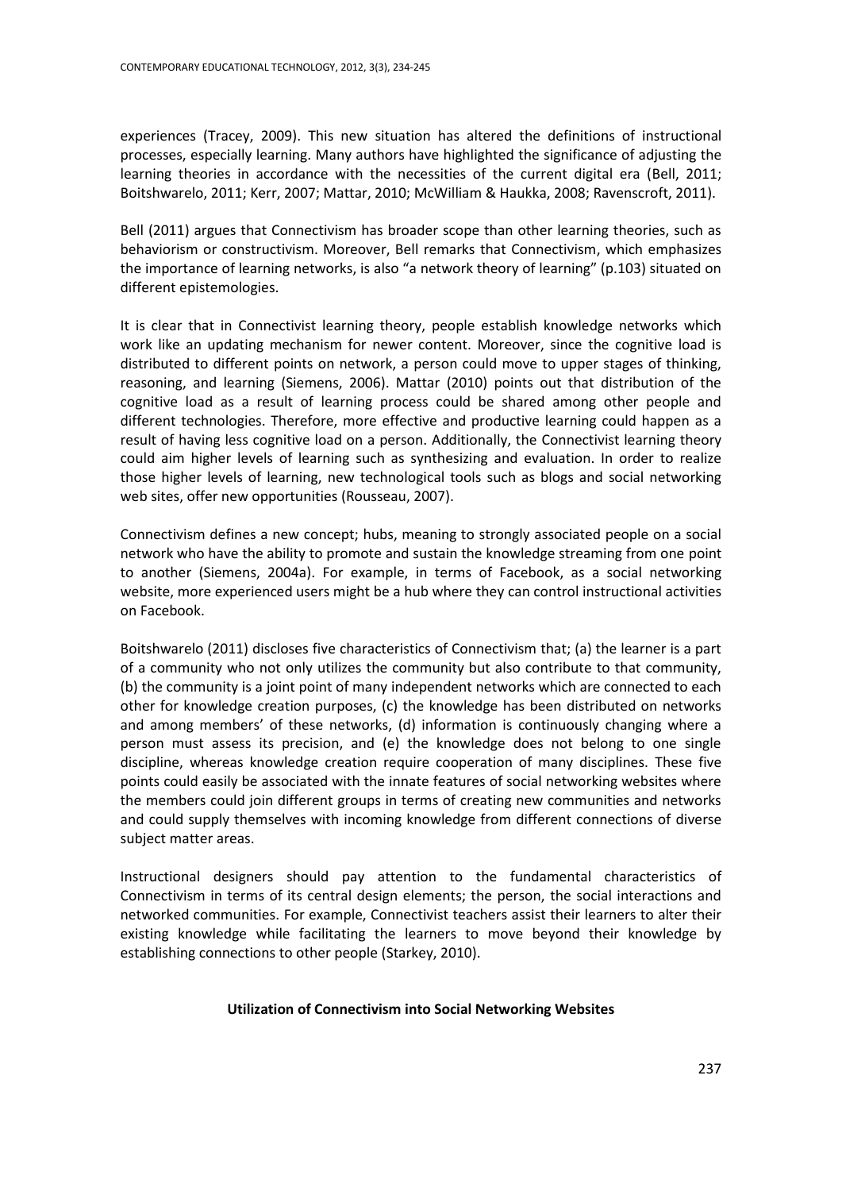experiences (Tracey, 2009). This new situation has altered the definitions of instructional processes, especially learning. Many authors have highlighted the significance of adjusting the learning theories in accordance with the necessities of the current digital era (Bell, 2011; Boitshwarelo, 2011; Kerr, 2007; Mattar, 2010; McWilliam & Haukka, 2008; Ravenscroft, 2011).

Bell (2011) argues that Connectivism has broader scope than other learning theories, such as behaviorism or constructivism. Moreover, Bell remarks that Connectivism, which emphasizes the importance of learning networks, is also "a network theory of learning" (p.103) situated on different epistemologies.

It is clear that in Connectivist learning theory, people establish knowledge networks which work like an updating mechanism for newer content. Moreover, since the cognitive load is distributed to different points on network, a person could move to upper stages of thinking, reasoning, and learning (Siemens, 2006). Mattar (2010) points out that distribution of the cognitive load as a result of learning process could be shared among other people and different technologies. Therefore, more effective and productive learning could happen as a result of having less cognitive load on a person. Additionally, the Connectivist learning theory could aim higher levels of learning such as synthesizing and evaluation. In order to realize those higher levels of learning, new technological tools such as blogs and social networking web sites, offer new opportunities (Rousseau, 2007).

Connectivism defines a new concept; hubs, meaning to strongly associated people on a social network who have the ability to promote and sustain the knowledge streaming from one point to another (Siemens, 2004a). For example, in terms of Facebook, as a social networking website, more experienced users might be a hub where they can control instructional activities on Facebook.

Boitshwarelo (2011) discloses five characteristics of Connectivism that; (a) the learner is a part of a community who not only utilizes the community but also contribute to that community, (b) the community is a joint point of many independent networks which are connected to each other for knowledge creation purposes, (c) the knowledge has been distributed on networks and among members' of these networks, (d) information is continuously changing where a person must assess its precision, and (e) the knowledge does not belong to one single discipline, whereas knowledge creation require cooperation of many disciplines. These five points could easily be associated with the innate features of social networking websites where the members could join different groups in terms of creating new communities and networks and could supply themselves with incoming knowledge from different connections of diverse subject matter areas.

Instructional designers should pay attention to the fundamental characteristics of Connectivism in terms of its central design elements; the person, the social interactions and networked communities. For example, Connectivist teachers assist their learners to alter their existing knowledge while facilitating the learners to move beyond their knowledge by establishing connections to other people (Starkey, 2010).

## Utilization of Connectivism into Social Networking Websites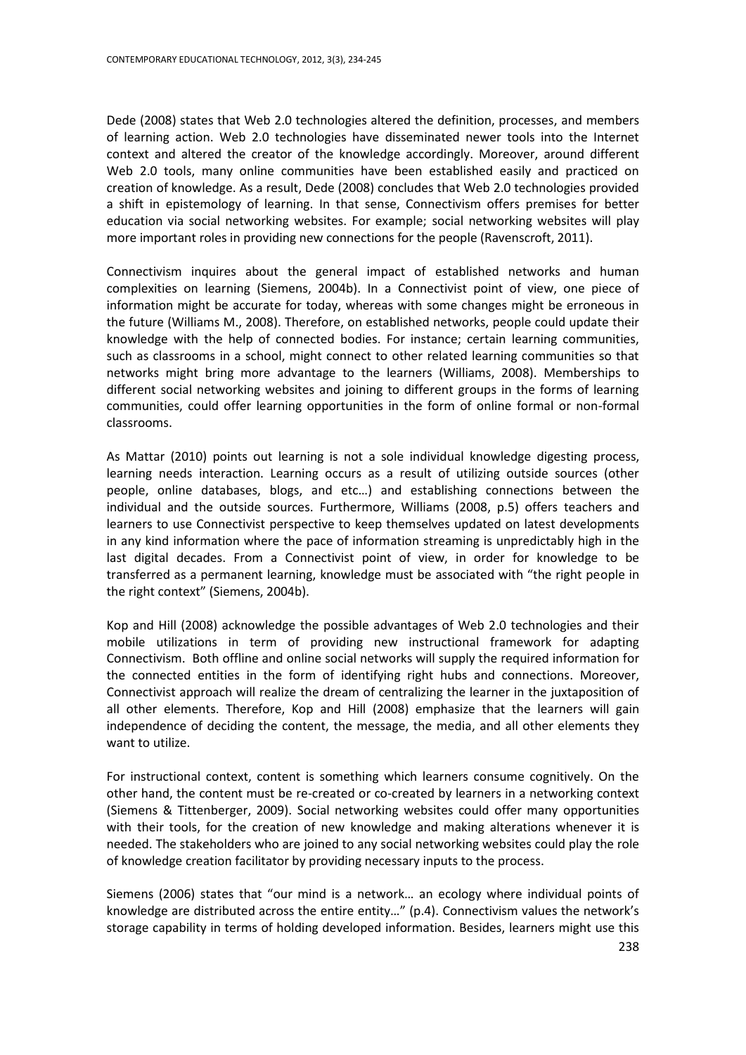Dede (2008) states that Web 2.0 technologies altered the definition, processes, and members of learning action. Web 2.0 technologies have disseminated newer tools into the Internet context and altered the creator of the knowledge accordingly. Moreover, around different Web 2.0 tools, many online communities have been established easily and practiced on creation of knowledge. As a result, Dede (2008) concludes that Web 2.0 technologies provided a shift in epistemology of learning. In that sense, Connectivism offers premises for better education via social networking websites. For example; social networking websites will play more important roles in providing new connections for the people (Ravenscroft, 2011).

Connectivism inquires about the general impact of established networks and human complexities on learning (Siemens, 2004b). In a Connectivist point of view, one piece of information might be accurate for today, whereas with some changes might be erroneous in the future (Williams M., 2008). Therefore, on established networks, people could update their knowledge with the help of connected bodies. For instance; certain learning communities, such as classrooms in a school, might connect to other related learning communities so that networks might bring more advantage to the learners (Williams, 2008). Memberships to different social networking websites and joining to different groups in the forms of learning communities, could offer learning opportunities in the form of online formal or non-formal classrooms.

As Mattar (2010) points out learning is not a sole individual knowledge digesting process, learning needs interaction. Learning occurs as a result of utilizing outside sources (other people, online databases, blogs, and etc…) and establishing connections between the individual and the outside sources. Furthermore, Williams (2008, p.5) offers teachers and learners to use Connectivist perspective to keep themselves updated on latest developments in any kind information where the pace of information streaming is unpredictably high in the last digital decades. From a Connectivist point of view, in order for knowledge to be transferred as a permanent learning, knowledge must be associated with "the right people in the right context" (Siemens, 2004b).

Kop and Hill (2008) acknowledge the possible advantages of Web 2.0 technologies and their mobile utilizations in term of providing new instructional framework for adapting Connectivism. Both offline and online social networks will supply the required information for the connected entities in the form of identifying right hubs and connections. Moreover, Connectivist approach will realize the dream of centralizing the learner in the juxtaposition of all other elements. Therefore, Kop and Hill (2008) emphasize that the learners will gain independence of deciding the content, the message, the media, and all other elements they want to utilize.

For instructional context, content is something which learners consume cognitively. On the other hand, the content must be re-created or co-created by learners in a networking context (Siemens & Tittenberger, 2009). Social networking websites could offer many opportunities with their tools, for the creation of new knowledge and making alterations whenever it is needed. The stakeholders who are joined to any social networking websites could play the role of knowledge creation facilitator by providing necessary inputs to the process.

Siemens (2006) states that "our mind is a network… an ecology where individual points of knowledge are distributed across the entire entity…" (p.4). Connectivism values the network's storage capability in terms of holding developed information. Besides, learners might use this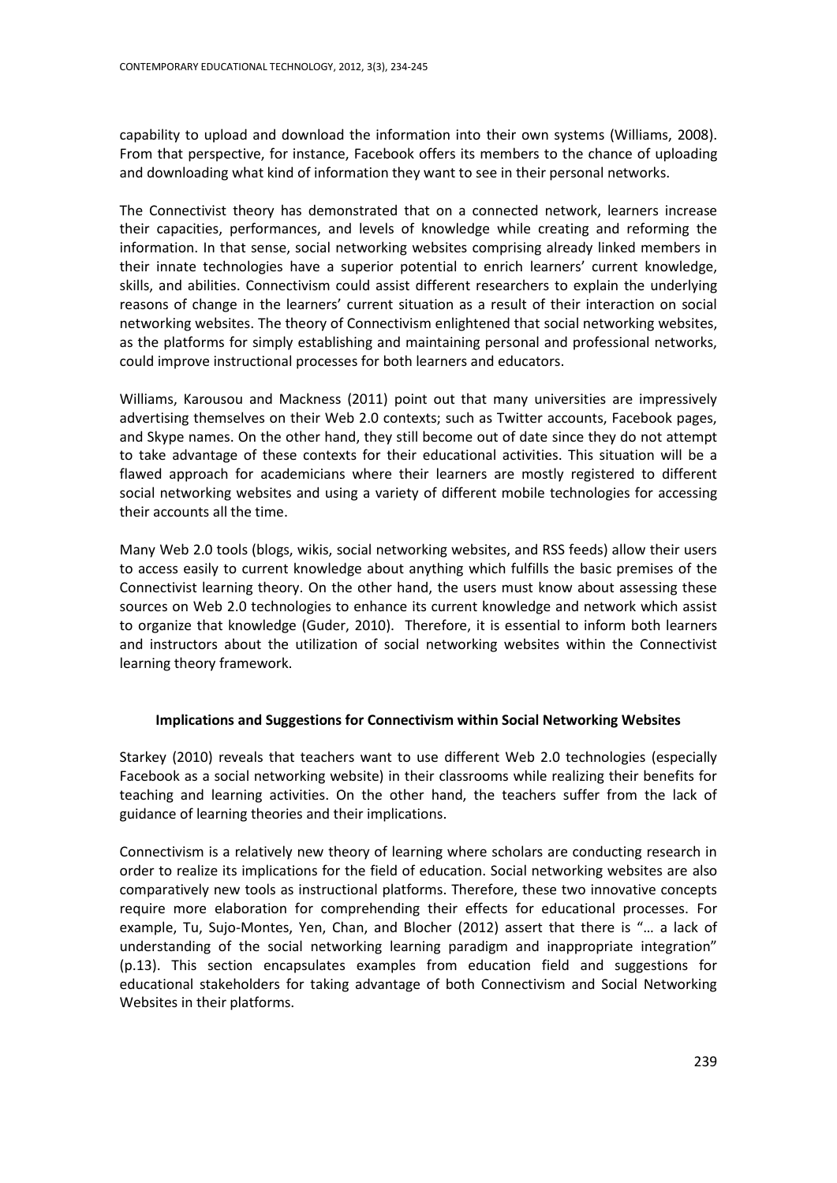capability to upload and download the information into their own systems (Williams, 2008). From that perspective, for instance, Facebook offers its members to the chance of uploading and downloading what kind of information they want to see in their personal networks.

The Connectivist theory has demonstrated that on a connected network, learners increase their capacities, performances, and levels of knowledge while creating and reforming the information. In that sense, social networking websites comprising already linked members in their innate technologies have a superior potential to enrich learners' current knowledge, skills, and abilities. Connectivism could assist different researchers to explain the underlying reasons of change in the learners' current situation as a result of their interaction on social networking websites. The theory of Connectivism enlightened that social networking websites, as the platforms for simply establishing and maintaining personal and professional networks, could improve instructional processes for both learners and educators.

Williams, Karousou and Mackness (2011) point out that many universities are impressively advertising themselves on their Web 2.0 contexts; such as Twitter accounts, Facebook pages, and Skype names. On the other hand, they still become out of date since they do not attempt to take advantage of these contexts for their educational activities. This situation will be a flawed approach for academicians where their learners are mostly registered to different social networking websites and using a variety of different mobile technologies for accessing their accounts all the time.

Many Web 2.0 tools (blogs, wikis, social networking websites, and RSS feeds) allow their users to access easily to current knowledge about anything which fulfills the basic premises of the Connectivist learning theory. On the other hand, the users must know about assessing these sources on Web 2.0 technologies to enhance its current knowledge and network which assist to organize that knowledge (Guder, 2010). Therefore, it is essential to inform both learners and instructors about the utilization of social networking websites within the Connectivist learning theory framework.

### Implications and Suggestions for Connectivism within Social Networking Websites

Starkey (2010) reveals that teachers want to use different Web 2.0 technologies (especially Facebook as a social networking website) in their classrooms while realizing their benefits for teaching and learning activities. On the other hand, the teachers suffer from the lack of guidance of learning theories and their implications.

Connectivism is a relatively new theory of learning where scholars are conducting research in order to realize its implications for the field of education. Social networking websites are also comparatively new tools as instructional platforms. Therefore, these two innovative concepts require more elaboration for comprehending their effects for educational processes. For example, Tu, Sujo-Montes, Yen, Chan, and Blocher (2012) assert that there is "… a lack of understanding of the social networking learning paradigm and inappropriate integration" (p.13). This section encapsulates examples from education field and suggestions for educational stakeholders for taking advantage of both Connectivism and Social Networking Websites in their platforms.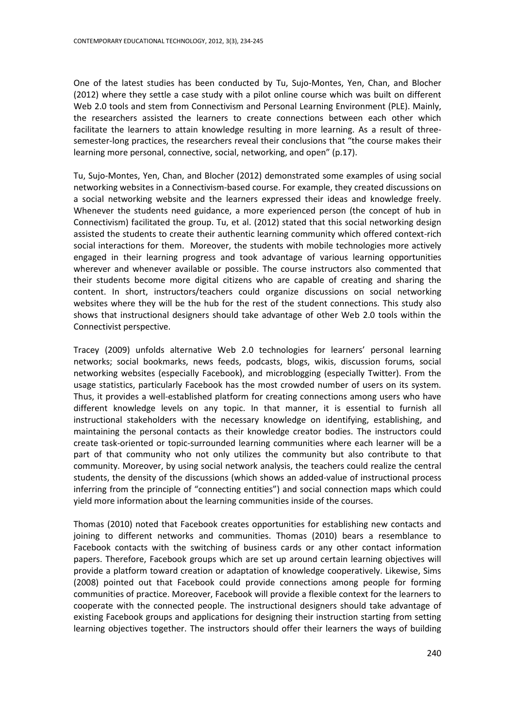One of the latest studies has been conducted by Tu, Sujo-Montes, Yen, Chan, and Blocher (2012) where they settle a case study with a pilot online course which was built on different Web 2.0 tools and stem from Connectivism and Personal Learning Environment (PLE). Mainly, the researchers assisted the learners to create connections between each other which facilitate the learners to attain knowledge resulting in more learning. As a result of three-semester-long practices, the researchers reveal their conclusions that "the course makes their learning more personal, connective, social, networking, and open" (p.17).

Tu, Sujo-Montes, Yen, Chan, and Blocher (2012) demonstrated some examples of using social networking websites in a Connectivism-based course. For example, they created discussions on a social networking website and the learners expressed their ideas and knowledge freely. Whenever the students need guidance, a more experienced person (the concept of hub in Connectivism) facilitated the group. Tu, et al. (2012) stated that this social networking design assisted the students to create their authentic learning community which offered context-rich social interactions for them. Moreover, the students with mobile technologies more actively engaged in their learning progress and took advantage of various learning opportunities wherever and whenever available or possible. The course instructors also commented that their students become more digital citizens who are capable of creating and sharing the content. In short, instructors/teachers could organize discussions on social networking websites where they will be the hub for the rest of the student connections. This study also shows that instructional designers should take advantage of other Web 2.0 tools within the Connectivist perspective.

Tracey (2009) unfolds alternative Web 2.0 technologies for learners' personal learning networks; social bookmarks, news feeds, podcasts, blogs, wikis, discussion forums, social networking websites (especially Facebook), and microblogging (especially Twitter). From the usage statistics, particularly Facebook has the most crowded number of users on its system. Thus, it provides a well-established platform for creating connections among users who have different knowledge levels on any topic. In that manner, it is essential to furnish all instructional stakeholders with the necessary knowledge on identifying, establishing, and maintaining the personal contacts as their knowledge creator bodies. The instructors could create task-oriented or topic-surrounded learning communities where each learner will be a part of that community who not only utilizes the community but also contribute to that community. Moreover, by using social network analysis, the teachers could realize the central students, the density of the discussions (which shows an added-value of instructional process inferring from the principle of "connecting entities") and social connection maps which could yield more information about the learning communities inside of the courses.

Thomas (2010) noted that Facebook creates opportunities for establishing new contacts and joining to different networks and communities. Thomas (2010) bears a resemblance to Facebook contacts with the switching of business cards or any other contact information papers. Therefore, Facebook groups which are set up around certain learning objectives will provide a platform toward creation or adaptation of knowledge cooperatively. Likewise, Sims (2008) pointed out that Facebook could provide connections among people for forming communities of practice. Moreover, Facebook will provide a flexible context for the learners to cooperate with the connected people. The instructional designers should take advantage of existing Facebook groups and applications for designing their instruction starting from setting learning objectives together. The instructors should offer their learners the ways of building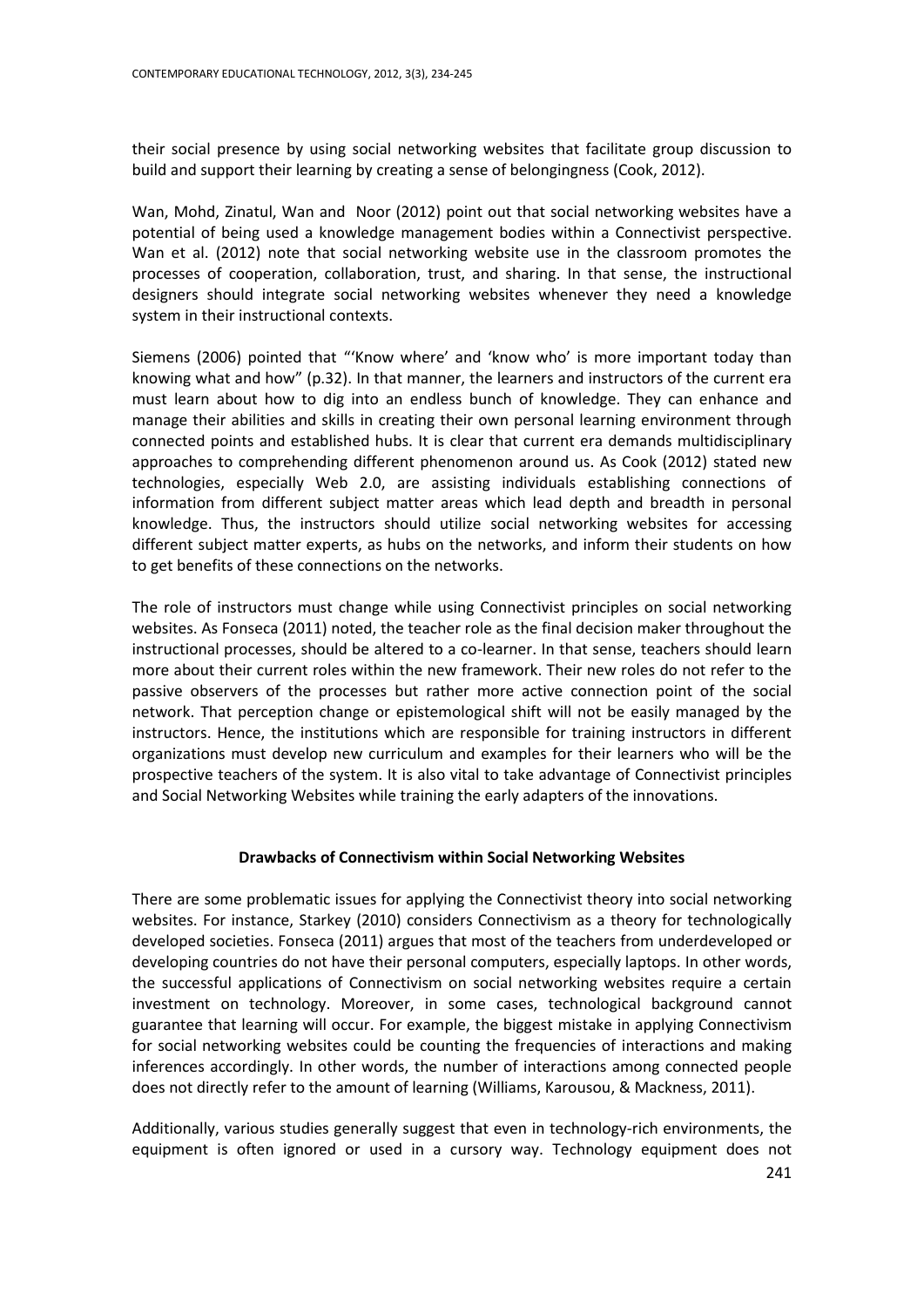their social presence by using social networking websites that facilitate group discussion to build and support their learning by creating a sense of belongingness (Cook, 2012).

Wan, Mohd, Zinatul, Wan and Noor (2012) point out that social networking websites have a potential of being used a knowledge management bodies within a Connectivist perspective. Wan et al. (2012) note that social networking website use in the classroom promotes the processes of cooperation, collaboration, trust, and sharing. In that sense, the instructional designers should integrate social networking websites whenever they need a knowledge system in their instructional contexts.

Siemens (2006) pointed that "'Know where' and 'know who' is more important today than knowing what and how" (p.32). In that manner, the learners and instructors of the current era must learn about how to dig into an endless bunch of knowledge. They can enhance and manage their abilities and skills in creating their own personal learning environment through connected points and established hubs. It is clear that current era demands multidisciplinary approaches to comprehending different phenomenon around us. As Cook (2012) stated new technologies, especially Web 2.0, are assisting individuals establishing connections of information from different subject matter areas which lead depth and breadth in personal knowledge. Thus, the instructors should utilize social networking websites for accessing different subject matter experts, as hubs on the networks, and inform their students on how to get benefits of these connections on the networks.

The role of instructors must change while using Connectivist principles on social networking websites. As Fonseca (2011) noted, the teacher role as the final decision maker throughout the instructional processes, should be altered to a co-learner. In that sense, teachers should learn more about their current roles within the new framework. Their new roles do not refer to the passive observers of the processes but rather more active connection point of the social network. That perception change or epistemological shift will not be easily managed by the instructors. Hence, the institutions which are responsible for training instructors in different organizations must develop new curriculum and examples for their learners who will be the prospective teachers of the system. It is also vital to take advantage of Connectivist principles and Social Networking Websites while training the early adapters of the innovations.

## Drawbacks of Connectivism within Social Networking Websites

There are some problematic issues for applying the Connectivist theory into social networking websites. For instance, Starkey (2010) considers Connectivism as a theory for technologically developed societies. Fonseca (2011) argues that most of the teachers from underdeveloped or developing countries do not have their personal computers, especially laptops. In other words, the successful applications of Connectivism on social networking websites require a certain investment on technology. Moreover, in some cases, technological background cannot guarantee that learning will occur. For example, the biggest mistake in applying Connectivism for social networking websites could be counting the frequencies of interactions and making inferences accordingly. In other words, the number of interactions among connected people does not directly refer to the amount of learning (Williams, Karousou, & Mackness, 2011).

Additionally, various studies generally suggest that even in technology-rich environments, the equipment is often ignored or used in a cursory way. Technology equipment does not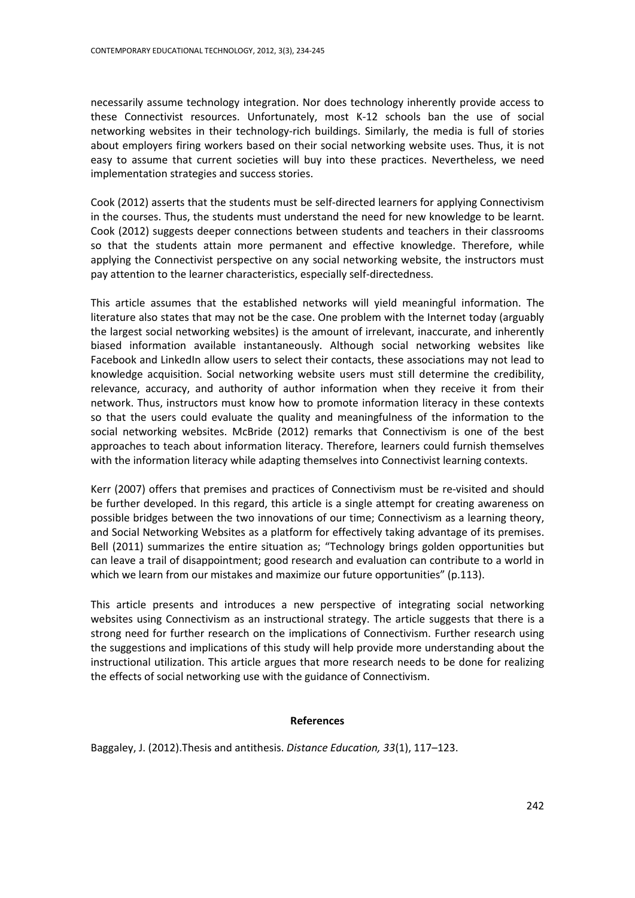necessarily assume technology integration. Nor does technology inherently provide access to these Connectivist resources. Unfortunately, most K-12 schools ban the use of social networking websites in their technology-rich buildings. Similarly, the media is full of stories about employers firing workers based on their social networking website uses. Thus, it is not easy to assume that current societies will buy into these practices. Nevertheless, we need implementation strategies and success stories.

Cook (2012) asserts that the students must be self-directed learners for applying Connectivism in the courses. Thus, the students must understand the need for new knowledge to be learnt. Cook (2012) suggests deeper connections between students and teachers in their classrooms so that the students attain more permanent and effective knowledge. Therefore, while applying the Connectivist perspective on any social networking website, the instructors must pay attention to the learner characteristics, especially self-directedness.

This article assumes that the established networks will yield meaningful information. The literature also states that may not be the case. One problem with the Internet today (arguably the largest social networking websites) is the amount of irrelevant, inaccurate, and inherently biased information available instantaneously. Although social networking websites like Facebook and LinkedIn allow users to select their contacts, these associations may not lead to knowledge acquisition. Social networking website users must still determine the credibility, relevance, accuracy, and authority of author information when they receive it from their network. Thus, instructors must know how to promote information literacy in these contexts so that the users could evaluate the quality and meaningfulness of the information to the social networking websites. McBride (2012) remarks that Connectivism is one of the best approaches to teach about information literacy. Therefore, learners could furnish themselves with the information literacy while adapting themselves into Connectivist learning contexts.

Kerr (2007) offers that premises and practices of Connectivism must be re-visited and should be further developed. In this regard, this article is a single attempt for creating awareness on possible bridges between the two innovations of our time; Connectivism as a learning theory, and Social Networking Websites as a platform for effectively taking advantage of its premises. Bell (2011) summarizes the entire situation as; "Technology brings golden opportunities but can leave a trail of disappointment; good research and evaluation can contribute to a world in which we learn from our mistakes and maximize our future opportunities" (p.113).

This article presents and introduces a new perspective of integrating social networking websites using Connectivism as an instructional strategy. The article suggests that there is a strong need for further research on the implications of Connectivism. Further research using the suggestions and implications of this study will help provide more understanding about the instructional utilization. This article argues that more research needs to be done for realizing the effects of social networking use with the guidance of Connectivism.

## References

Baggaley, J. (2012).Thesis and antithesis. *Distance Education, 33*(1), 117–123.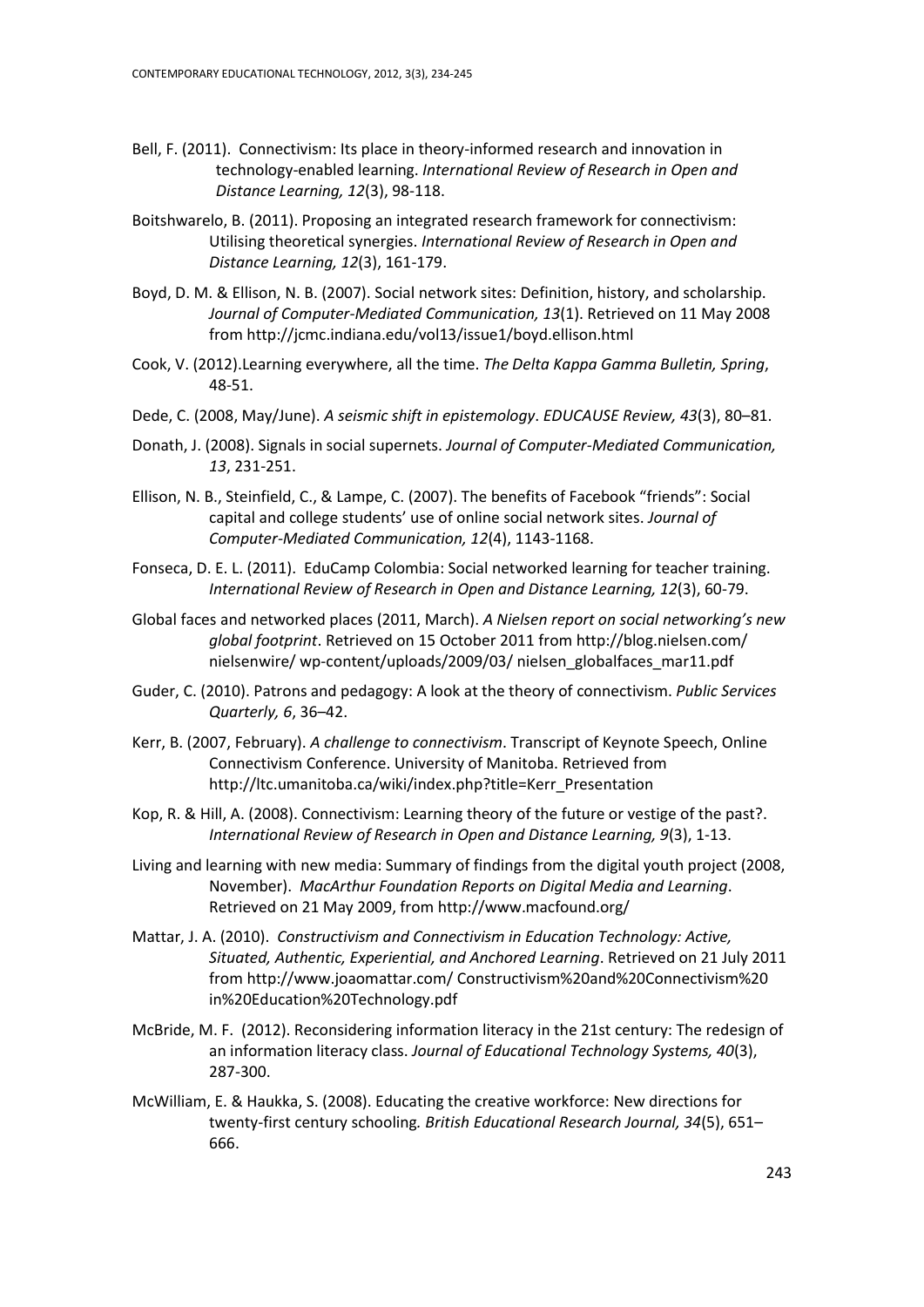Bell, F. (2011). Connectivism: Its place in theory-informed research and innovation in technology-enabled learning. *International Review of Research in Open and Distance Learning, 12*(3), 98-118.

Boitshwarelo, B. (2011). Proposing an integrated research framework for connectivism: Utilising theoretical synergies. *International Review of Research in Open and Distance Learning, 12*(3), 161-179.

Boyd, D. M. & Ellison, N. B. (2007). Social network sites: Definition, history, and scholarship. *Journal of Computer-Mediated Communication, 13*(1). Retrieved on 11 May 2008 from http://jcmc.indiana.edu/vol13/issue1/boyd.ellison.html

Cook, V. (2012).Learning everywhere, all the time. *The Delta Kappa Gamma Bulletin, Spring*, 48-51.

Dede, C. (2008, May/June). *A seismic shift in epistemology*. *EDUCAUSE Review, 43*(3), 80–81.

Donath, J. (2008). Signals in social supernets. *Journal of Computer-Mediated Communication, 13*, 231-251.

Ellison, N. B., Steinfield, C., & Lampe, C. (2007). The benefits of Facebook "friends": Social capital and college students' use of online social network sites. *Journal of Computer-Mediated Communication, 12*(4), 1143-1168.

Fonseca, D. E. L. (2011). EduCamp Colombia: Social networked learning for teacher training. *International Review of Research in Open and Distance Learning, 12*(3), 60-79.

Global faces and networked places (2011, March). *A Nielsen report on social networking's new global footprint*. Retrieved on 15 October 2011 from http://blog.nielsen.com/ nielsenwire/ wp-content/uploads/2009/03/ nielsen_globalfaces_mar11.pdf

Guder, C. (2010). Patrons and pedagogy: A look at the theory of connectivism. *Public Services Quarterly, 6*, 36–42.

Kerr, B. (2007, February). *A challenge to connectivism*. Transcript of Keynote Speech, Online Connectivism Conference. University of Manitoba. Retrieved from http://ltc.umanitoba.ca/wiki/index.php?title=Kerr_Presentation

Kop, R. & Hill, A. (2008). Connectivism: Learning theory of the future or vestige of the past?. *International Review of Research in Open and Distance Learning, 9*(3), 1-13.

Living and learning with new media: Summary of findings from the digital youth project (2008, November). *MacArthur Foundation Reports on Digital Media and Learning*. Retrieved on 21 May 2009, from http://www.macfound.org/

Mattar, J. A. (2010). *Constructivism and Connectivism in Education Technology: Active, Situated, Authentic, Experiential, and Anchored Learning*. Retrieved on 21 July 2011 from http://www.joaomattar.com/ Constructivism%20and%20Connectivism%20 in%20Education%20Technology.pdf

McBride, M. F. (2012). Reconsidering information literacy in the 21st century: The redesign of an information literacy class. *Journal of Educational Technology Systems, 40*(3), 287-300.

McWilliam, E. & Haukka, S. (2008). Educating the creative workforce: New directions for twenty-first century schooling*. British Educational Research Journal, 34*(5), 651–666.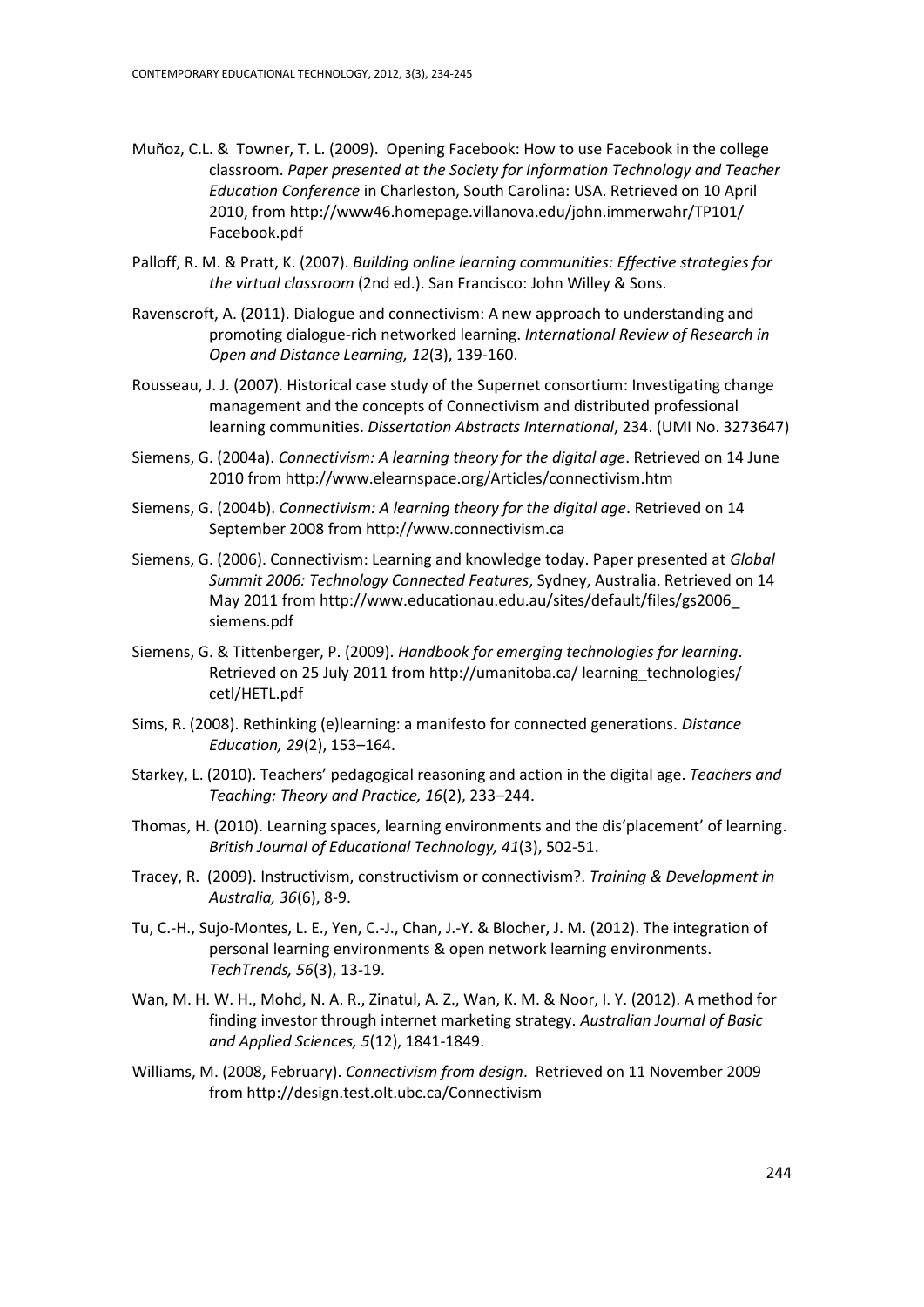Muñoz, C.L. & Towner, T. L. (2009). Opening Facebook: How to use Facebook in the college classroom. *Paper presented at the Society for Information Technology and Teacher Education Conference* in Charleston, South Carolina: USA. Retrieved on 10 April 2010, from http://www46.homepage.villanova.edu/john.immerwahr/TP101/Facebook.pdf

Palloff, R. M. & Pratt, K. (2007). *Building online learning communities: Effective strategies for the virtual classroom* (2nd ed.). San Francisco: John Willey & Sons.

Ravenscroft, A. (2011). Dialogue and connectivism: A new approach to understanding and promoting dialogue-rich networked learning. *International Review of Research in Open and Distance Learning, 12*(3), 139-160.

Rousseau, J. J. (2007). Historical case study of the Supernet consortium: Investigating change management and the concepts of Connectivism and distributed professional learning communities. *Dissertation Abstracts International*, 234. (UMI No. 3273647)

Siemens, G. (2004a). *Connectivism: A learning theory for the digital age*. Retrieved on 14 June 2010 from http://www.elearnspace.org/Articles/connectivism.htm

Siemens, G. (2004b). *Connectivism: A learning theory for the digital age*. Retrieved on 14 September 2008 from http://www.connectivism.ca

Siemens, G. (2006). Connectivism: Learning and knowledge today. Paper presented at *Global Summit 2006: Technology Connected Features*, Sydney, Australia. Retrieved on 14 May 2011 from http://www.educationau.edu.au/sites/default/files/gs2006_siemens.pdf

Siemens, G. & Tittenberger, P. (2009). *Handbook for emerging technologies for learning*. Retrieved on 25 July 2011 from http://umanitoba.ca/ learning_technologies/cetl/HETL.pdf

Sims, R. (2008). Rethinking (e)learning: a manifesto for connected generations. *Distance Education, 29*(2), 153–164.

Starkey, L. (2010). Teachers' pedagogical reasoning and action in the digital age. *Teachers and Teaching: Theory and Practice, 16*(2), 233–244.

Thomas, H. (2010). Learning spaces, learning environments and the dis'placement' of learning. *British Journal of Educational Technology, 41*(3), 502-51.

Tracey, R. (2009). Instructivism, constructivism or connectivism?. *Training & Development in Australia, 36*(6), 8-9.

Tu, C.-H., Sujo-Montes, L. E., Yen, C.-J., Chan, J.-Y. & Blocher, J. M. (2012). The integration of personal learning environments & open network learning environments. *TechTrends, 56*(3), 13-19.

Wan, M. H. W. H., Mohd, N. A. R., Zinatul, A. Z., Wan, K. M. & Noor, I. Y. (2012). A method for finding investor through internet marketing strategy. *Australian Journal of Basic and Applied Sciences, 5*(12), 1841-1849.

Williams, M. (2008, February). *Connectivism from design*. Retrieved on 11 November 2009 from http://design.test.olt.ubc.ca/Connectivism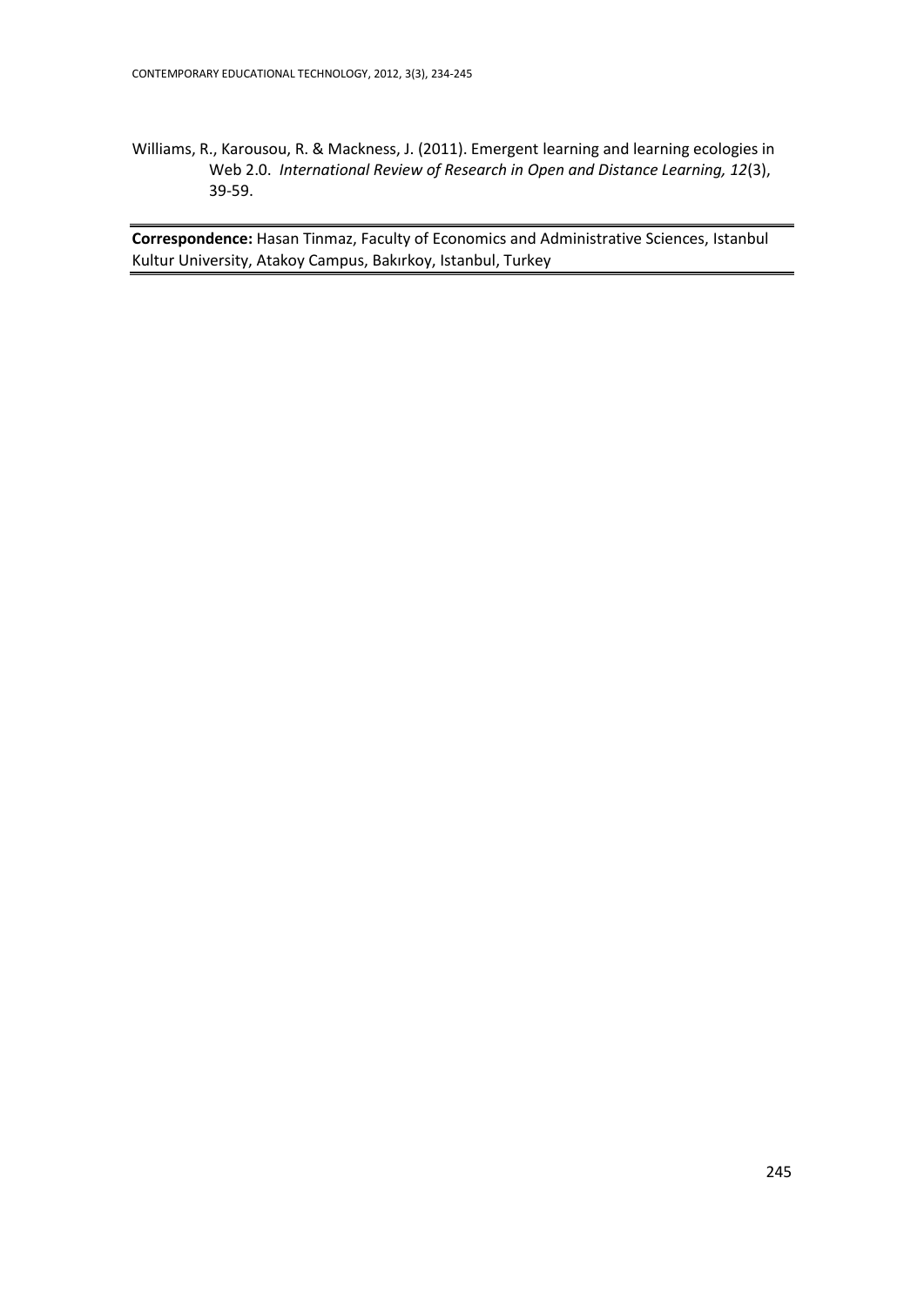Williams, R., Karousou, R. & Mackness, J. (2011). Emergent learning and learning ecologies in Web 2.0. *International Review of Research in Open and Distance Learning, 12*(3), 39-59.

---

**Correspondence:** Hasan Tinmaz, Faculty of Economics and Administrative Sciences, Istanbul Kultur University, Atakoy Campus, Bakırkoy, Istanbul, Turkey

---